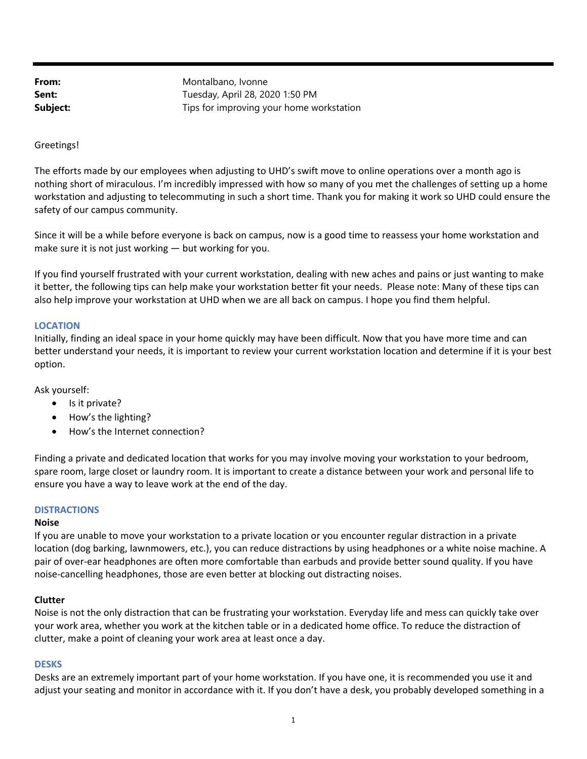**From:** Montalbano, Ivonne
**Sent:** Tuesday, April 28, 2020 1:50 PM
**Subject:** Tips for improving your home workstation

Greetings!

The efforts made by our employees when adjusting to UHD's swift move to online operations over a month ago is nothing short of miraculous. I'm incredibly impressed with how so many of you met the challenges of setting up a home workstation and adjusting to telecommuting in such a short time. Thank you for making it work so UHD could ensure the safety of our campus community.

Since it will be a while before everyone is back on campus, now is a good time to reassess your home workstation and make sure it is not just working — but working for you.

If you find yourself frustrated with your current workstation, dealing with new aches and pains or just wanting to make it better, the following tips can help make your workstation better fit your needs. Please note: Many of these tips can also help improve your workstation at UHD when we are all back on campus. I hope you find them helpful.

## LOCATION

Initially, finding an ideal space in your home quickly may have been difficult. Now that you have more time and can better understand your needs, it is important to review your current workstation location and determine if it is your best option.

Ask yourself:

- Is it private?
- How's the lighting?
- How's the Internet connection?

Finding a private and dedicated location that works for you may involve moving your workstation to your bedroom, spare room, large closet or laundry room. It is important to create a distance between your work and personal life to ensure you have a way to leave work at the end of the day.

## DISTRACTIONS

### Noise

If you are unable to move your workstation to a private location or you encounter regular distraction in a private location (dog barking, lawnmowers, etc.), you can reduce distractions by using headphones or a white noise machine. A pair of over-ear headphones are often more comfortable than earbuds and provide better sound quality. If you have noise-cancelling headphones, those are even better at blocking out distracting noises.

### Clutter

Noise is not the only distraction that can be frustrating your workstation. Everyday life and mess can quickly take over your work area, whether you work at the kitchen table or in a dedicated home office. To reduce the distraction of clutter, make a point of cleaning your work area at least once a day.

## DESKS

Desks are an extremely important part of your home workstation. If you have one, it is recommended you use it and adjust your seating and monitor in accordance with it. If you don't have a desk, you probably developed something in a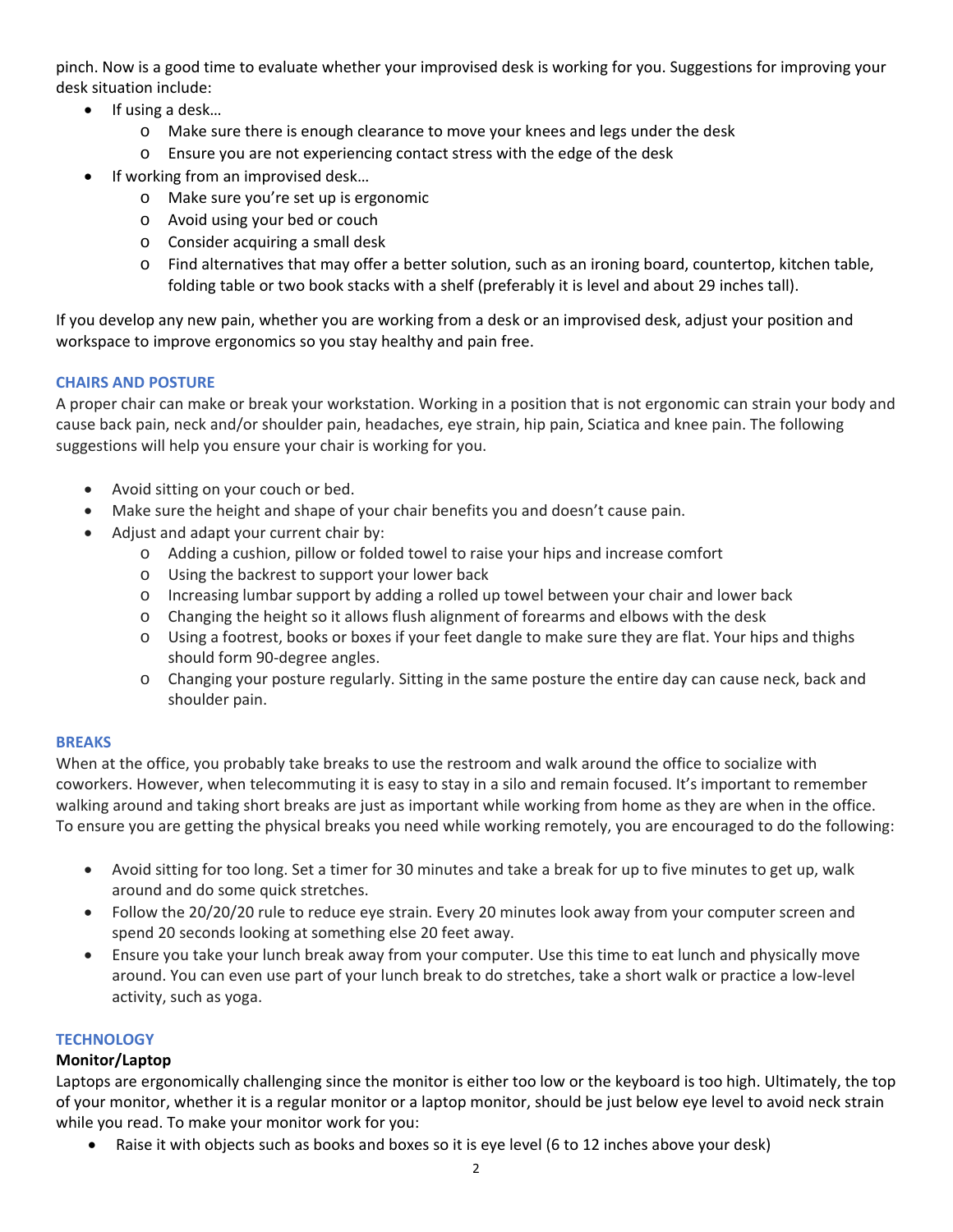pinch. Now is a good time to evaluate whether your improvised desk is working for you. Suggestions for improving your desk situation include:

- If using a desk…
  - Make sure there is enough clearance to move your knees and legs under the desk
  - Ensure you are not experiencing contact stress with the edge of the desk
- If working from an improvised desk…
  - Make sure you're set up is ergonomic
  - Avoid using your bed or couch
  - Consider acquiring a small desk
  - Find alternatives that may offer a better solution, such as an ironing board, countertop, kitchen table, folding table or two book stacks with a shelf (preferably it is level and about 29 inches tall).

If you develop any new pain, whether you are working from a desk or an improvised desk, adjust your position and workspace to improve ergonomics so you stay healthy and pain free.

## CHAIRS AND POSTURE

A proper chair can make or break your workstation. Working in a position that is not ergonomic can strain your body and cause back pain, neck and/or shoulder pain, headaches, eye strain, hip pain, Sciatica and knee pain. The following suggestions will help you ensure your chair is working for you.

- Avoid sitting on your couch or bed.
- Make sure the height and shape of your chair benefits you and doesn't cause pain.
- Adjust and adapt your current chair by:
  - Adding a cushion, pillow or folded towel to raise your hips and increase comfort
  - Using the backrest to support your lower back
  - Increasing lumbar support by adding a rolled up towel between your chair and lower back
  - Changing the height so it allows flush alignment of forearms and elbows with the desk
  - Using a footrest, books or boxes if your feet dangle to make sure they are flat. Your hips and thighs should form 90-degree angles.
  - Changing your posture regularly. Sitting in the same posture the entire day can cause neck, back and shoulder pain.

## BREAKS

When at the office, you probably take breaks to use the restroom and walk around the office to socialize with coworkers. However, when telecommuting it is easy to stay in a silo and remain focused. It's important to remember walking around and taking short breaks are just as important while working from home as they are when in the office. To ensure you are getting the physical breaks you need while working remotely, you are encouraged to do the following:

- Avoid sitting for too long. Set a timer for 30 minutes and take a break for up to five minutes to get up, walk around and do some quick stretches.
- Follow the 20/20/20 rule to reduce eye strain. Every 20 minutes look away from your computer screen and spend 20 seconds looking at something else 20 feet away.
- Ensure you take your lunch break away from your computer. Use this time to eat lunch and physically move around. You can even use part of your lunch break to do stretches, take a short walk or practice a low-level activity, such as yoga.

## TECHNOLOGY

### Monitor/Laptop

Laptops are ergonomically challenging since the monitor is either too low or the keyboard is too high. Ultimately, the top of your monitor, whether it is a regular monitor or a laptop monitor, should be just below eye level to avoid neck strain while you read. To make your monitor work for you:

- Raise it with objects such as books and boxes so it is eye level (6 to 12 inches above your desk)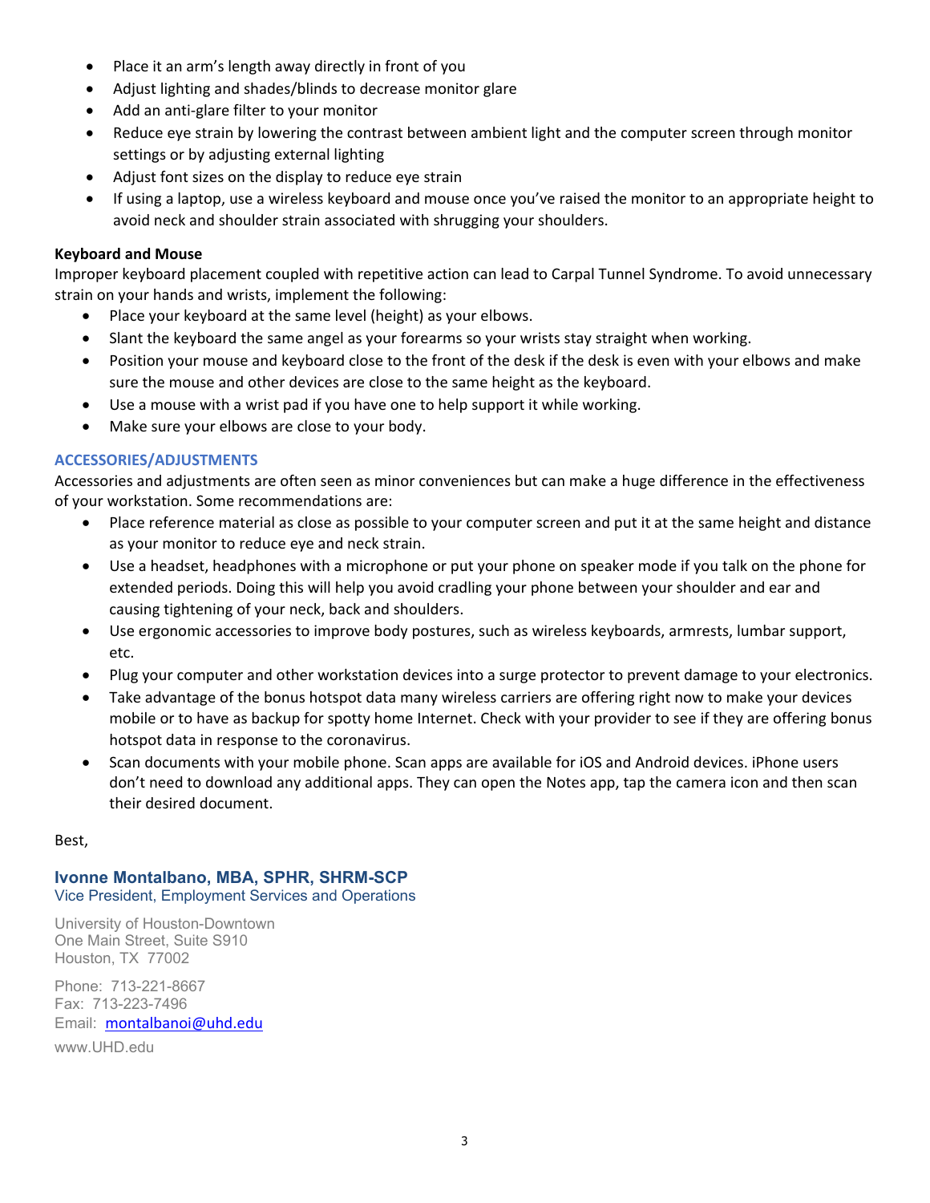- Place it an arm's length away directly in front of you
- Adjust lighting and shades/blinds to decrease monitor glare
- Add an anti-glare filter to your monitor
- Reduce eye strain by lowering the contrast between ambient light and the computer screen through monitor settings or by adjusting external lighting
- Adjust font sizes on the display to reduce eye strain
- If using a laptop, use a wireless keyboard and mouse once you've raised the monitor to an appropriate height to avoid neck and shoulder strain associated with shrugging your shoulders.

**Keyboard and Mouse**

Improper keyboard placement coupled with repetitive action can lead to Carpal Tunnel Syndrome. To avoid unnecessary strain on your hands and wrists, implement the following:

- Place your keyboard at the same level (height) as your elbows.
- Slant the keyboard the same angel as your forearms so your wrists stay straight when working.
- Position your mouse and keyboard close to the front of the desk if the desk is even with your elbows and make sure the mouse and other devices are close to the same height as the keyboard.
- Use a mouse with a wrist pad if you have one to help support it while working.
- Make sure your elbows are close to your body.

## ACCESSORIES/ADJUSTMENTS

Accessories and adjustments are often seen as minor conveniences but can make a huge difference in the effectiveness of your workstation. Some recommendations are:

- Place reference material as close as possible to your computer screen and put it at the same height and distance as your monitor to reduce eye and neck strain.
- Use a headset, headphones with a microphone or put your phone on speaker mode if you talk on the phone for extended periods. Doing this will help you avoid cradling your phone between your shoulder and ear and causing tightening of your neck, back and shoulders.
- Use ergonomic accessories to improve body postures, such as wireless keyboards, armrests, lumbar support, etc.
- Plug your computer and other workstation devices into a surge protector to prevent damage to your electronics.
- Take advantage of the bonus hotspot data many wireless carriers are offering right now to make your devices mobile or to have as backup for spotty home Internet. Check with your provider to see if they are offering bonus hotspot data in response to the coronavirus.
- Scan documents with your mobile phone. Scan apps are available for iOS and Android devices. iPhone users don't need to download any additional apps. They can open the Notes app, tap the camera icon and then scan their desired document.

Best,

**Ivonne Montalbano, MBA, SPHR, SHRM-SCP**
Vice President, Employment Services and Operations

University of Houston-Downtown
One Main Street, Suite S910
Houston, TX 77002

Phone: 713-221-8667
Fax: 713-223-7496
Email: montalbanoi@uhd.edu

www.UHD.edu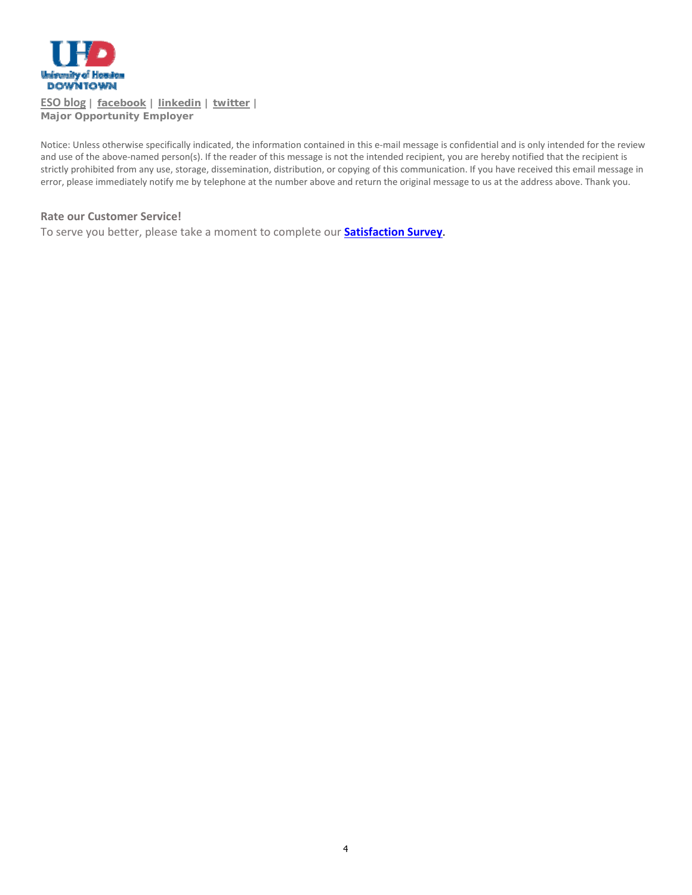ESO blog | facebook | linkedin | twitter |
**Major Opportunity Employer**

Notice: Unless otherwise specifically indicated, the information contained in this e-mail message is confidential and is only intended for the review and use of the above-named person(s). If the reader of this message is not the intended recipient, you are hereby notified that the recipient is strictly prohibited from any use, storage, dissemination, distribution, or copying of this communication. If you have received this email message in error, please immediately notify me by telephone at the number above and return the original message to us at the address above. Thank you.

**Rate our Customer Service!**
To serve you better, please take a moment to complete our **Satisfaction Survey**.